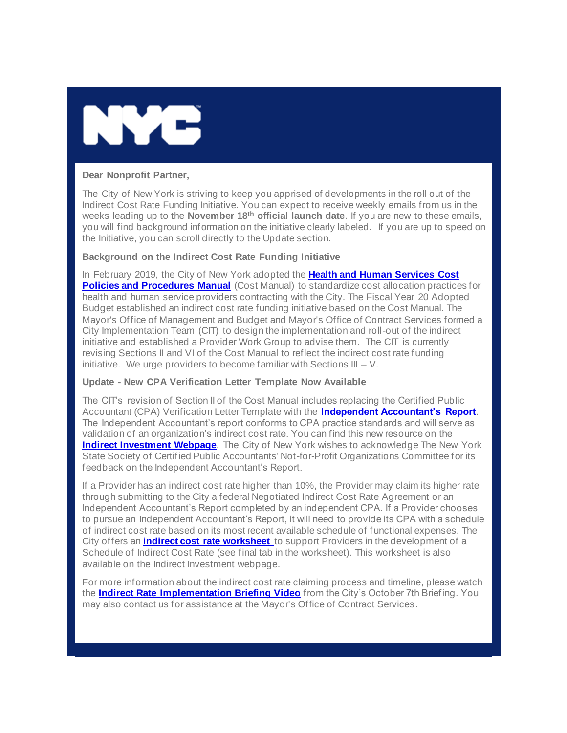**Dear Nonprofit Partner,**

The City of New York is striving to keep you apprised of developments in the roll out of the Indirect Cost Rate Funding Initiative. You can expect to receive weekly emails from us in the weeks leading up to the **November 18th official launch date**. If you are new to these emails, you will find background information on the initiative clearly labeled. If you are up to speed on the Initiative, you can scroll directly to the Update section.

**Background on the Indirect Cost Rate Funding Initiative**

In February 2019, the City of New York adopted the **Health and Human Services Cost Policies and Procedures Manual** (Cost Manual) to standardize cost allocation practices for health and human service providers contracting with the City. The Fiscal Year 20 Adopted Budget established an indirect cost rate funding initiative based on the Cost Manual. The Mayor's Office of Management and Budget and Mayor's Office of Contract Services formed a City Implementation Team (CIT) to design the implementation and roll-out of the indirect initiative and established a Provider Work Group to advise them. The CIT is currently revising Sections II and VI of the Cost Manual to reflect the indirect cost rate funding initiative. We urge providers to become familiar with Sections III – V.

**Update - New CPA Verification Letter Template Now Available**

The CIT's revision of Section II of the Cost Manual includes replacing the Certified Public Accountant (CPA) Verification Letter Template with the **Independent Accountant's Report**. The Independent Accountant's report conforms to CPA practice standards and will serve as validation of an organization's indirect cost rate. You can find this new resource on the **Indirect Investment Webpage**. The City of New York wishes to acknowledge The New York State Society of Certified Public Accountants' Not-for-Profit Organizations Committee for its feedback on the Independent Accountant's Report.

If a Provider has an indirect cost rate higher than 10%, the Provider may claim its higher rate through submitting to the City a federal Negotiated Indirect Cost Rate Agreement or an Independent Accountant's Report completed by an independent CPA. If a Provider chooses to pursue an Independent Accountant's Report, it will need to provide its CPA with a schedule of indirect cost rate based on its most recent available schedule of functional expenses. The City offers an **indirect cost rate worksheet** to support Providers in the development of a Schedule of Indirect Cost Rate (see final tab in the worksheet). This worksheet is also available on the Indirect Investment webpage.

For more information about the indirect cost rate claiming process and timeline, please watch the **Indirect Rate Implementation Briefing Video** from the City's October 7th Briefing. You may also contact us for assistance at the Mayor's Office of Contract Services.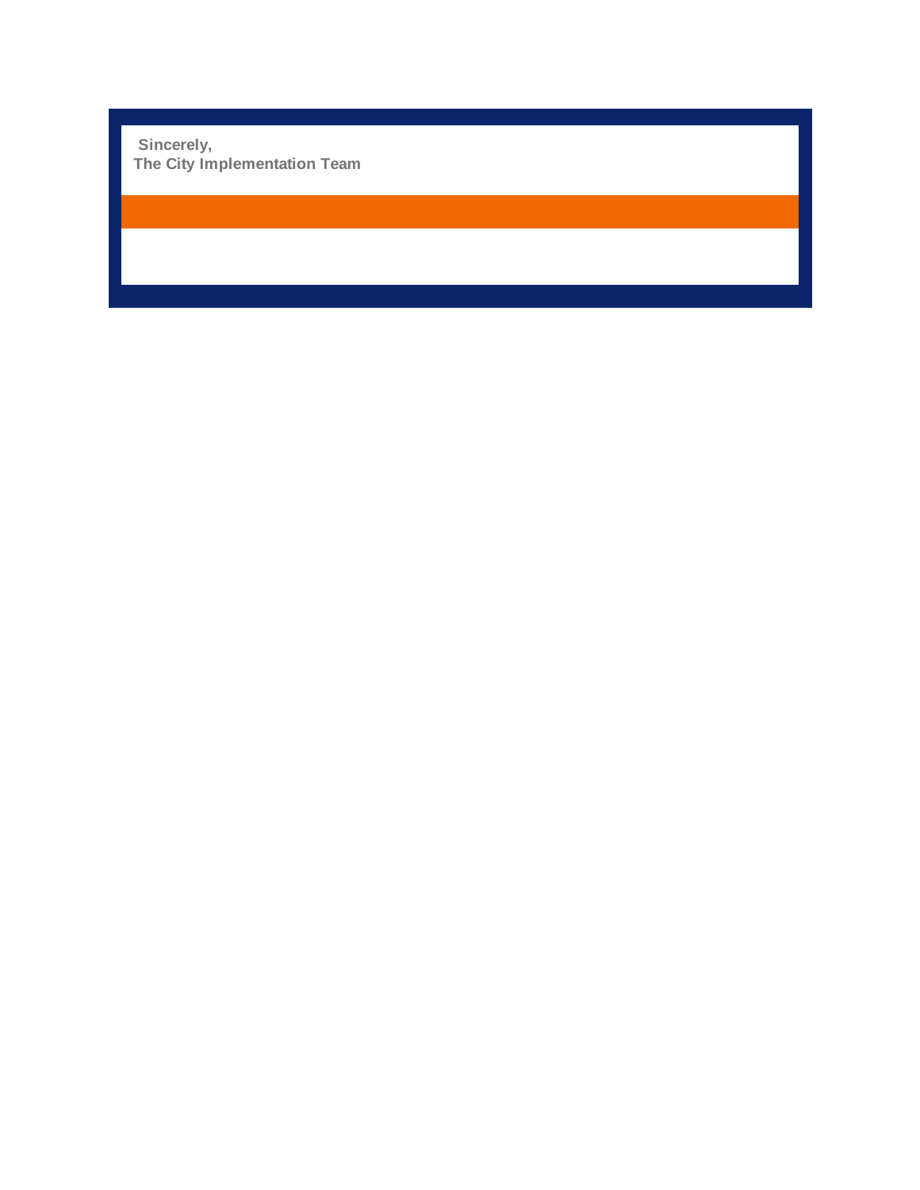**Sincerely,**
**The City Implementation Team**